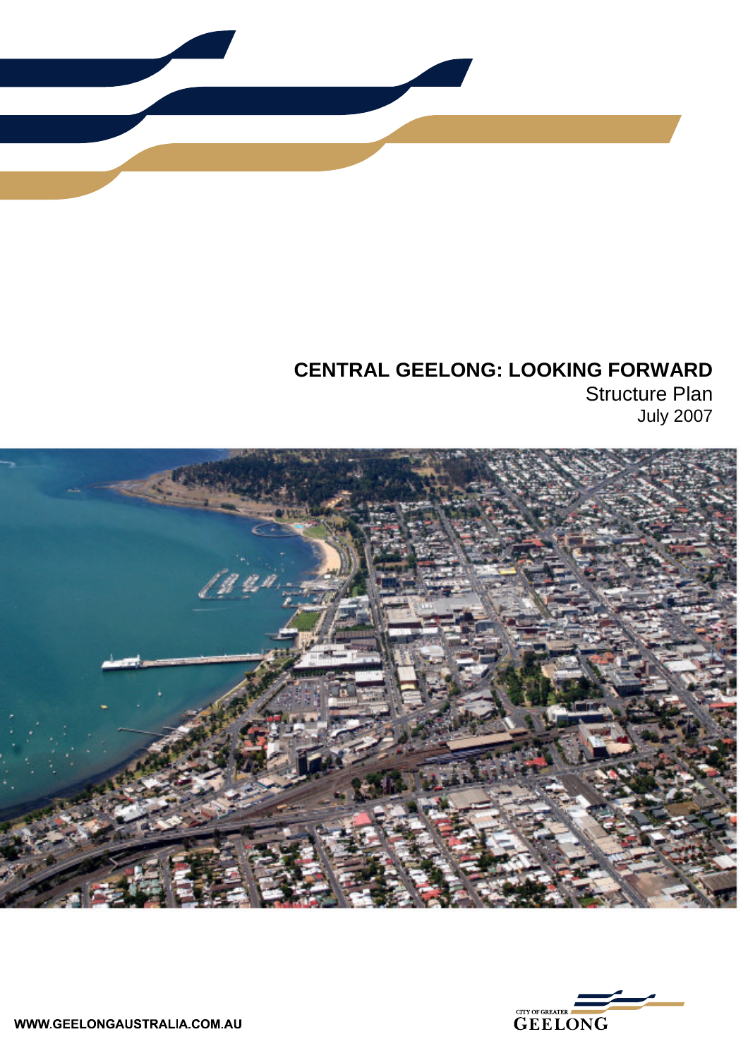# CENTRAL GEELONG: LOOKING FORWARD

Structure Plan

July 2007

WWW.GEELONGAUSTRALIA.COM.AU

CITY OF GREATER GEELONG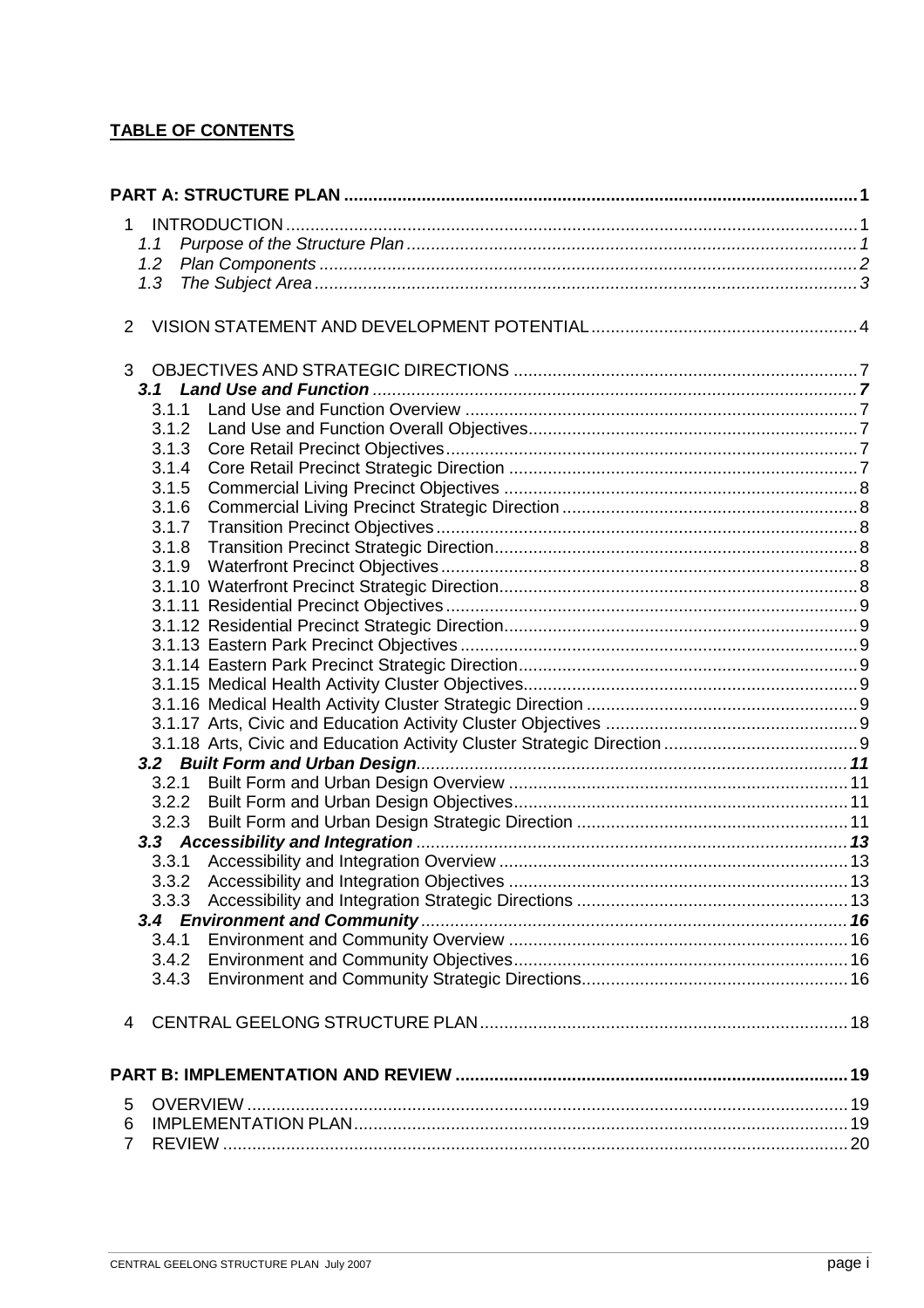## TABLE OF CONTENTS

**PART A: STRUCTURE PLAN** ..... **1**

1 INTRODUCTION ..... 1
- *1.1 Purpose of the Structure Plan* ..... *1*
- *1.2 Plan Components* ..... *2*
- *1.3 The Subject Area* ..... *3*

2 VISION STATEMENT AND DEVELOPMENT POTENTIAL ..... 4

3 OBJECTIVES AND STRATEGIC DIRECTIONS ..... 7
- ***3.1 Land Use and Function*** ..... ***7***
  - 3.1.1 Land Use and Function Overview ..... 7
  - 3.1.2 Land Use and Function Overall Objectives ..... 7
  - 3.1.3 Core Retail Precinct Objectives ..... 7
  - 3.1.4 Core Retail Precinct Strategic Direction ..... 7
  - 3.1.5 Commercial Living Precinct Objectives ..... 8
  - 3.1.6 Commercial Living Precinct Strategic Direction ..... 8
  - 3.1.7 Transition Precinct Objectives ..... 8
  - 3.1.8 Transition Precinct Strategic Direction ..... 8
  - 3.1.9 Waterfront Precinct Objectives ..... 8
  - 3.1.10 Waterfront Precinct Strategic Direction ..... 8
  - 3.1.11 Residential Precinct Objectives ..... 9
  - 3.1.12 Residential Precinct Strategic Direction ..... 9
  - 3.1.13 Eastern Park Precinct Objectives ..... 9
  - 3.1.14 Eastern Park Precinct Strategic Direction ..... 9
  - 3.1.15 Medical Health Activity Cluster Objectives ..... 9
  - 3.1.16 Medical Health Activity Cluster Strategic Direction ..... 9
  - 3.1.17 Arts, Civic and Education Activity Cluster Objectives ..... 9
  - 3.1.18 Arts, Civic and Education Activity Cluster Strategic Direction ..... 9
- ***3.2 Built Form and Urban Design*** ..... ***11***
  - 3.2.1 Built Form and Urban Design Overview ..... 11
  - 3.2.2 Built Form and Urban Design Objectives ..... 11
  - 3.2.3 Built Form and Urban Design Strategic Direction ..... 11
- ***3.3 Accessibility and Integration*** ..... ***13***
  - 3.3.1 Accessibility and Integration Overview ..... 13
  - 3.3.2 Accessibility and Integration Objectives ..... 13
  - 3.3.3 Accessibility and Integration Strategic Directions ..... 13
- ***3.4 Environment and Community*** ..... ***16***
  - 3.4.1 Environment and Community Overview ..... 16
  - 3.4.2 Environment and Community Objectives ..... 16
  - 3.4.3 Environment and Community Strategic Directions ..... 16

4 CENTRAL GEELONG STRUCTURE PLAN ..... 18

**PART B: IMPLEMENTATION AND REVIEW** ..... **19**

5 OVERVIEW ..... 19
6 IMPLEMENTATION PLAN ..... 19
7 REVIEW ..... 20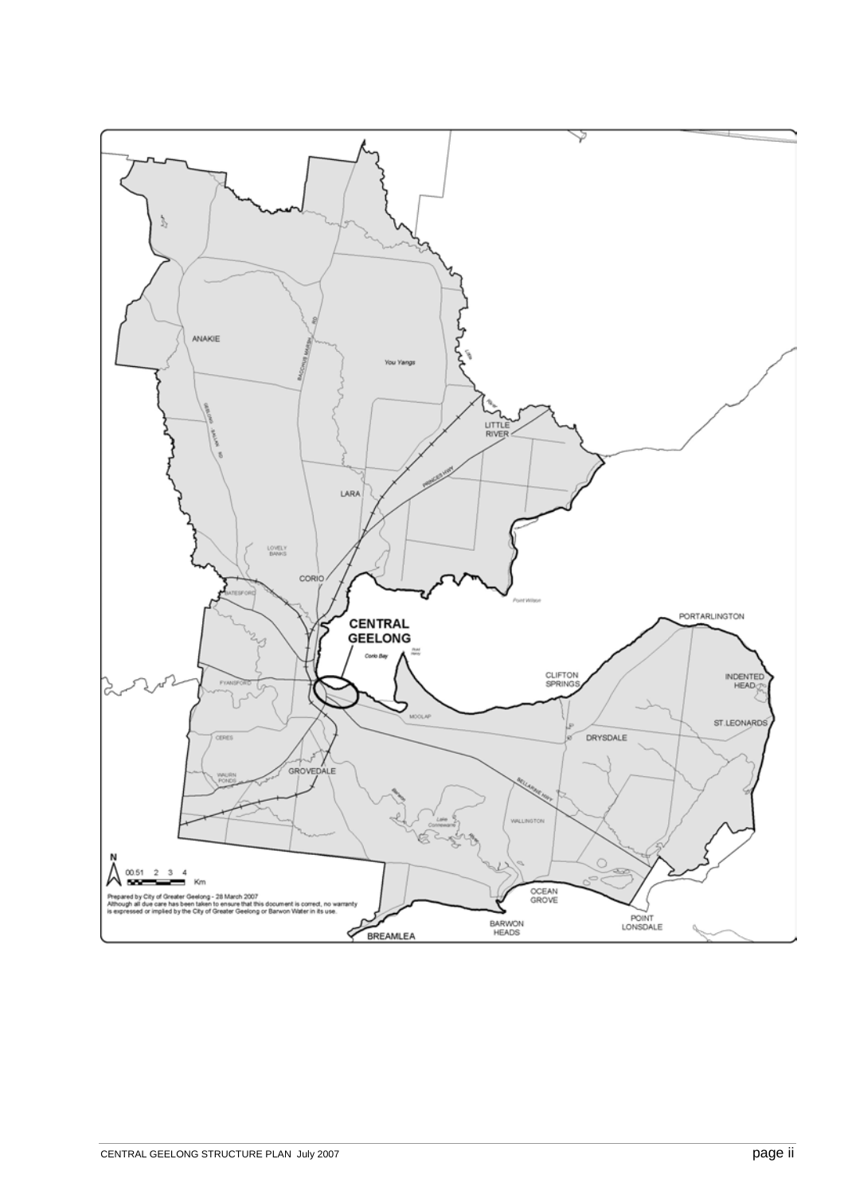Prepared by City of Greater Geelong - 28 March 2007
Although all due care has been taken to ensure that this document is correct, no warranty is expressed or implied by the City of Greater Geelong or Barwon Water in its use.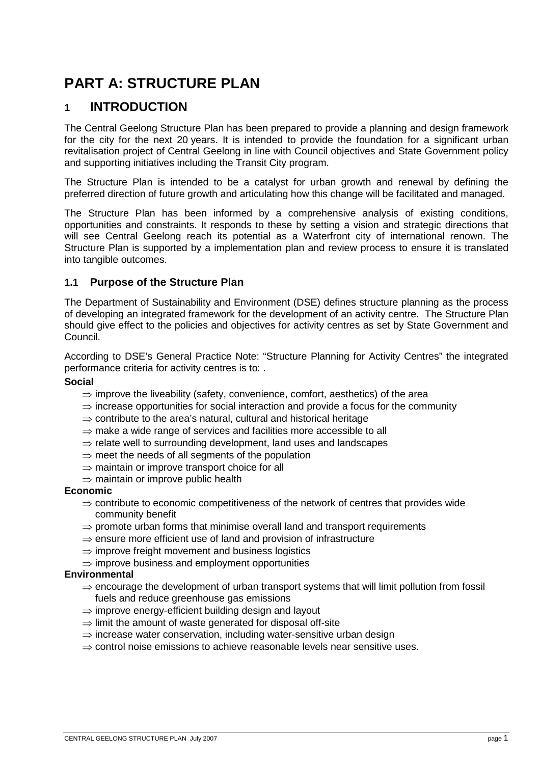# PART A: STRUCTURE PLAN

## 1 INTRODUCTION

The Central Geelong Structure Plan has been prepared to provide a planning and design framework for the city for the next 20 years. It is intended to provide the foundation for a significant urban revitalisation project of Central Geelong in line with Council objectives and State Government policy and supporting initiatives including the Transit City program.

The Structure Plan is intended to be a catalyst for urban growth and renewal by defining the preferred direction of future growth and articulating how this change will be facilitated and managed.

The Structure Plan has been informed by a comprehensive analysis of existing conditions, opportunities and constraints. It responds to these by setting a vision and strategic directions that will see Central Geelong reach its potential as a Waterfront city of international renown. The Structure Plan is supported by a implementation plan and review process to ensure it is translated into tangible outcomes.

### 1.1 Purpose of the Structure Plan

The Department of Sustainability and Environment (DSE) defines structure planning as the process of developing an integrated framework for the development of an activity centre. The Structure Plan should give effect to the policies and objectives for activity centres as set by State Government and Council.

According to DSE's General Practice Note: "Structure Planning for Activity Centres" the integrated performance criteria for activity centres is to: .

**Social**

- ⇒ improve the liveability (safety, convenience, comfort, aesthetics) of the area
- ⇒ increase opportunities for social interaction and provide a focus for the community
- ⇒ contribute to the area's natural, cultural and historical heritage
- ⇒ make a wide range of services and facilities more accessible to all
- ⇒ relate well to surrounding development, land uses and landscapes
- ⇒ meet the needs of all segments of the population
- ⇒ maintain or improve transport choice for all
- ⇒ maintain or improve public health

**Economic**

- ⇒ contribute to economic competitiveness of the network of centres that provides wide community benefit
- ⇒ promote urban forms that minimise overall land and transport requirements
- ⇒ ensure more efficient use of land and provision of infrastructure
- ⇒ improve freight movement and business logistics
- ⇒ improve business and employment opportunities

**Environmental**

- ⇒ encourage the development of urban transport systems that will limit pollution from fossil fuels and reduce greenhouse gas emissions
- ⇒ improve energy-efficient building design and layout
- ⇒ limit the amount of waste generated for disposal off-site
- ⇒ increase water conservation, including water-sensitive urban design
- ⇒ control noise emissions to achieve reasonable levels near sensitive uses.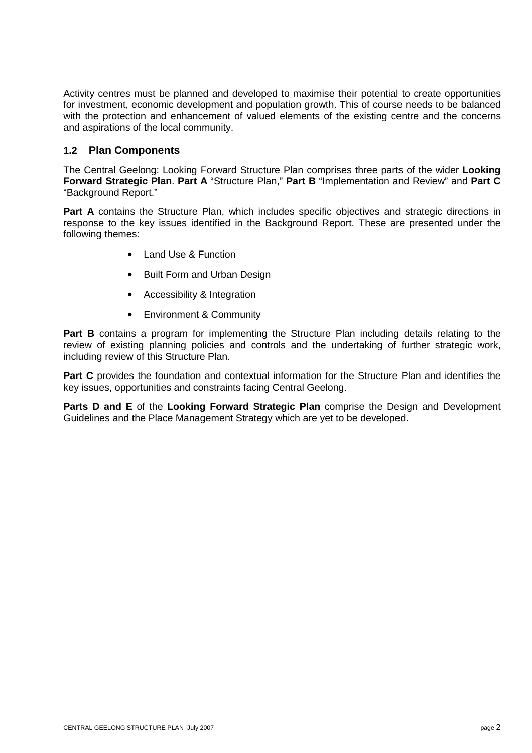Activity centres must be planned and developed to maximise their potential to create opportunities for investment, economic development and population growth. This of course needs to be balanced with the protection and enhancement of valued elements of the existing centre and the concerns and aspirations of the local community.

## 1.2 Plan Components

The Central Geelong: Looking Forward Structure Plan comprises three parts of the wider **Looking Forward Strategic Plan**. **Part A** "Structure Plan," **Part B** "Implementation and Review" and **Part C** "Background Report."

**Part A** contains the Structure Plan, which includes specific objectives and strategic directions in response to the key issues identified in the Background Report. These are presented under the following themes:

- Land Use & Function
- Built Form and Urban Design
- Accessibility & Integration
- Environment & Community

**Part B** contains a program for implementing the Structure Plan including details relating to the review of existing planning policies and controls and the undertaking of further strategic work, including review of this Structure Plan.

**Part C** provides the foundation and contextual information for the Structure Plan and identifies the key issues, opportunities and constraints facing Central Geelong.

**Parts D and E** of the **Looking Forward Strategic Plan** comprise the Design and Development Guidelines and the Place Management Strategy which are yet to be developed.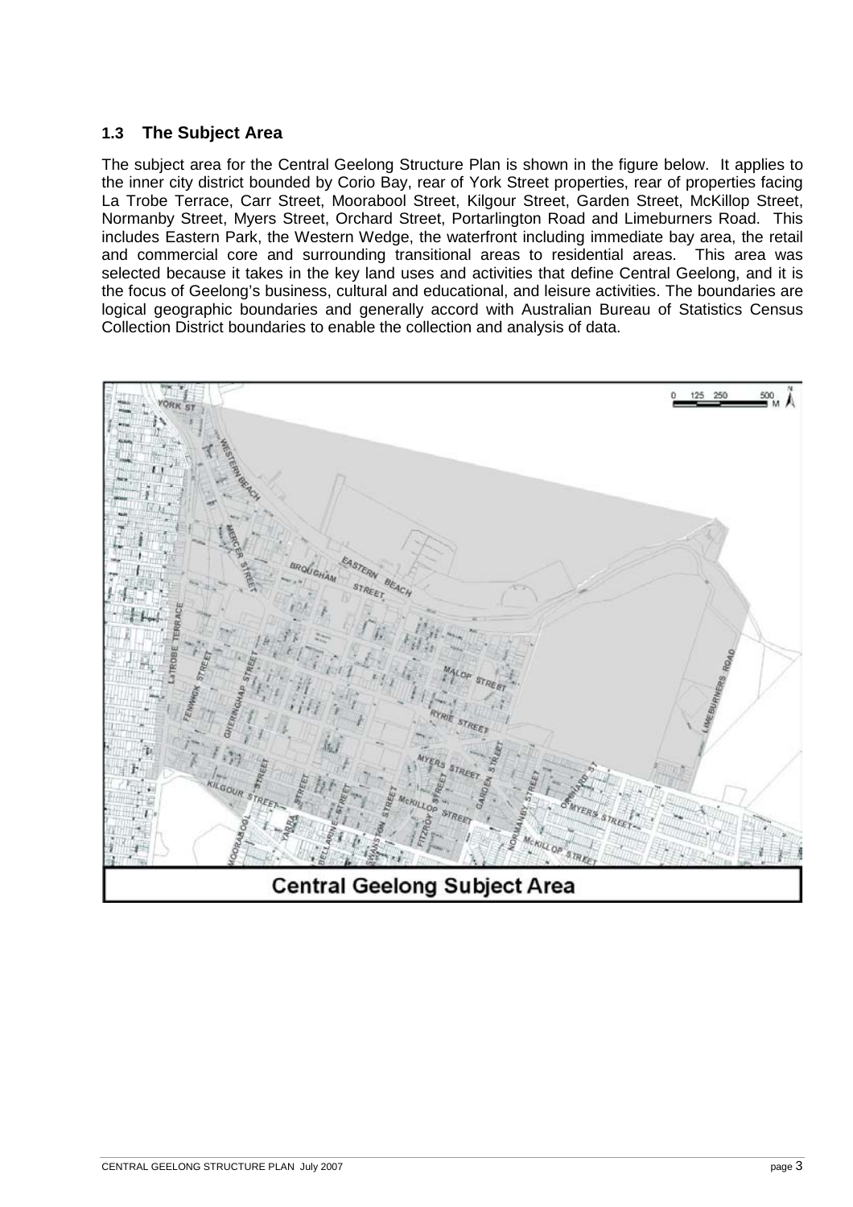## 1.3 The Subject Area

The subject area for the Central Geelong Structure Plan is shown in the figure below. It applies to the inner city district bounded by Corio Bay, rear of York Street properties, rear of properties facing La Trobe Terrace, Carr Street, Moorabool Street, Kilgour Street, Garden Street, McKillop Street, Normanby Street, Myers Street, Orchard Street, Portarlington Road and Limeburners Road. This includes Eastern Park, the Western Wedge, the waterfront including immediate bay area, the retail and commercial core and surrounding transitional areas to residential areas. This area was selected because it takes in the key land uses and activities that define Central Geelong, and it is the focus of Geelong's business, cultural and educational, and leisure activities. The boundaries are logical geographic boundaries and generally accord with Australian Bureau of Statistics Census Collection District boundaries to enable the collection and analysis of data.

Central Geelong Subject Area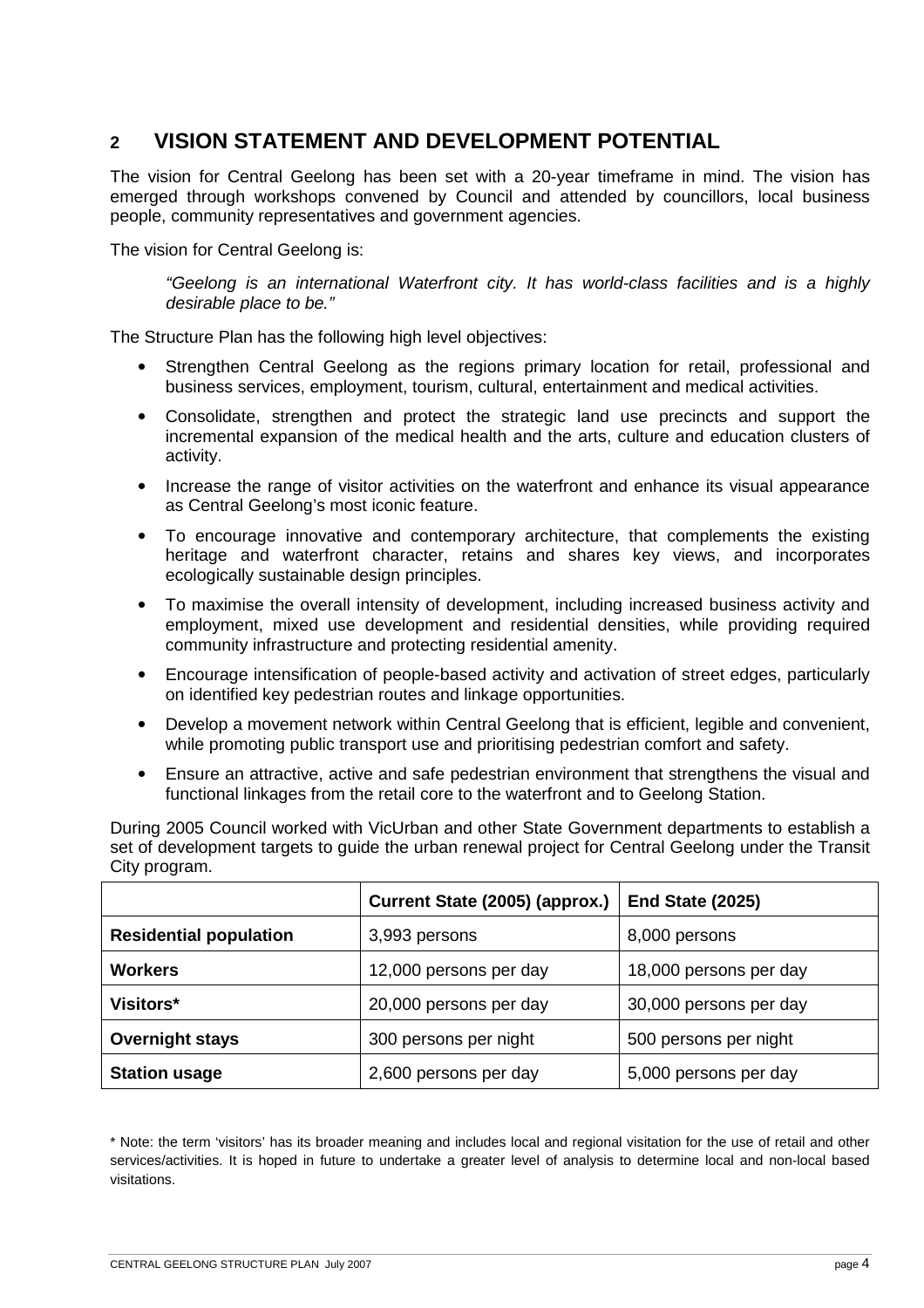## 2 VISION STATEMENT AND DEVELOPMENT POTENTIAL

The vision for Central Geelong has been set with a 20-year timeframe in mind. The vision has emerged through workshops convened by Council and attended by councillors, local business people, community representatives and government agencies.

The vision for Central Geelong is:

> *"Geelong is an international Waterfront city. It has world-class facilities and is a highly desirable place to be."*

The Structure Plan has the following high level objectives:

- Strengthen Central Geelong as the regions primary location for retail, professional and business services, employment, tourism, cultural, entertainment and medical activities.
- Consolidate, strengthen and protect the strategic land use precincts and support the incremental expansion of the medical health and the arts, culture and education clusters of activity.
- Increase the range of visitor activities on the waterfront and enhance its visual appearance as Central Geelong's most iconic feature.
- To encourage innovative and contemporary architecture, that complements the existing heritage and waterfront character, retains and shares key views, and incorporates ecologically sustainable design principles.
- To maximise the overall intensity of development, including increased business activity and employment, mixed use development and residential densities, while providing required community infrastructure and protecting residential amenity.
- Encourage intensification of people-based activity and activation of street edges, particularly on identified key pedestrian routes and linkage opportunities.
- Develop a movement network within Central Geelong that is efficient, legible and convenient, while promoting public transport use and prioritising pedestrian comfort and safety.
- Ensure an attractive, active and safe pedestrian environment that strengthens the visual and functional linkages from the retail core to the waterfront and to Geelong Station.

During 2005 Council worked with VicUrban and other State Government departments to establish a set of development targets to guide the urban renewal project for Central Geelong under the Transit City program.

| | Current State (2005) (approx.) | End State (2025) |
|---|---|---|
| **Residential population** | 3,993 persons | 8,000 persons |
| **Workers** | 12,000 persons per day | 18,000 persons per day |
| **Visitors*** | 20,000 persons per day | 30,000 persons per day |
| **Overnight stays** | 300 persons per night | 500 persons per night |
| **Station usage** | 2,600 persons per day | 5,000 persons per day |

* Note: the term 'visitors' has its broader meaning and includes local and regional visitation for the use of retail and other services/activities. It is hoped in future to undertake a greater level of analysis to determine local and non-local based visitations.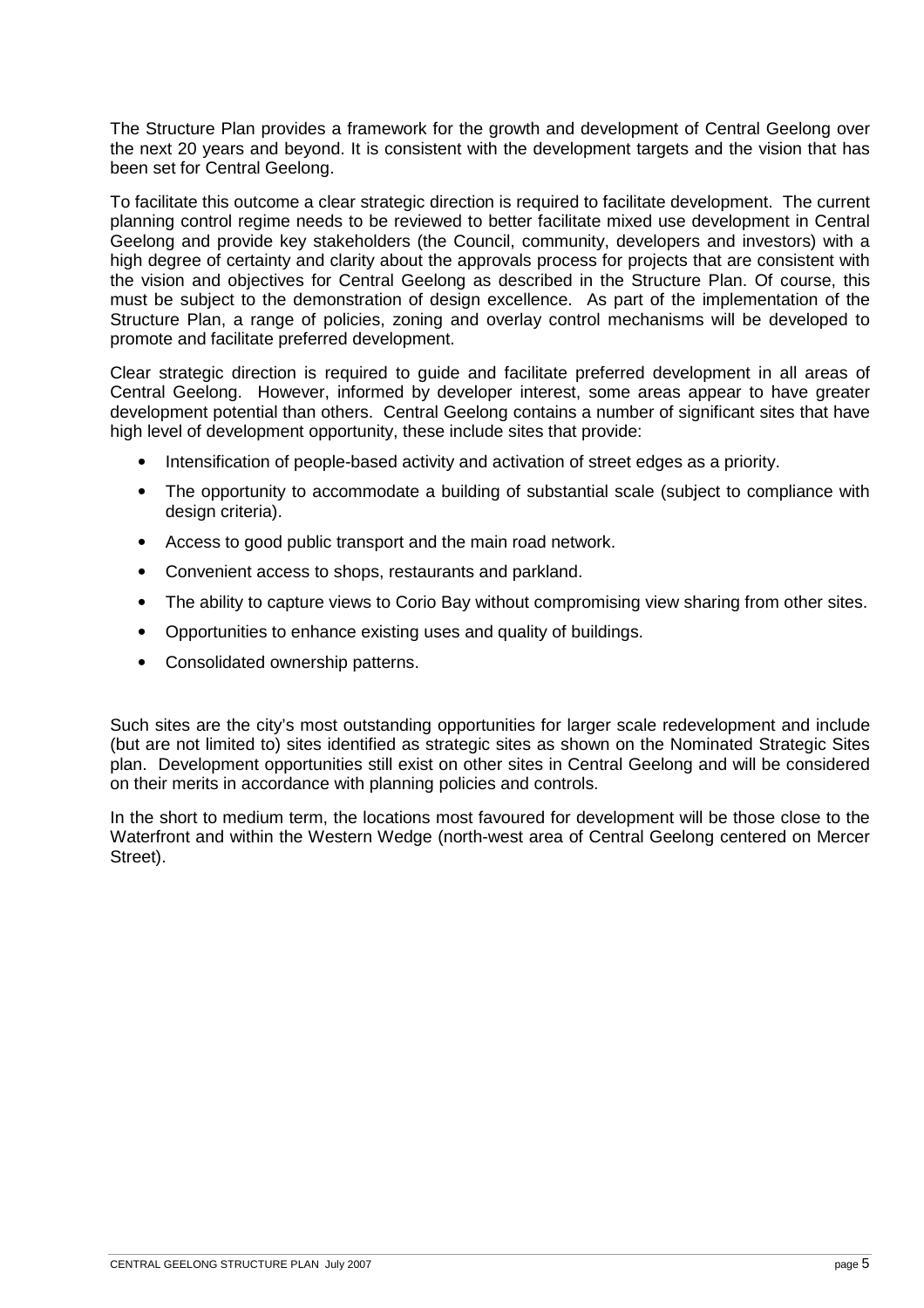The Structure Plan provides a framework for the growth and development of Central Geelong over the next 20 years and beyond. It is consistent with the development targets and the vision that has been set for Central Geelong.

To facilitate this outcome a clear strategic direction is required to facilitate development. The current planning control regime needs to be reviewed to better facilitate mixed use development in Central Geelong and provide key stakeholders (the Council, community, developers and investors) with a high degree of certainty and clarity about the approvals process for projects that are consistent with the vision and objectives for Central Geelong as described in the Structure Plan. Of course, this must be subject to the demonstration of design excellence. As part of the implementation of the Structure Plan, a range of policies, zoning and overlay control mechanisms will be developed to promote and facilitate preferred development.

Clear strategic direction is required to guide and facilitate preferred development in all areas of Central Geelong. However, informed by developer interest, some areas appear to have greater development potential than others. Central Geelong contains a number of significant sites that have high level of development opportunity, these include sites that provide:

- Intensification of people-based activity and activation of street edges as a priority.
- The opportunity to accommodate a building of substantial scale (subject to compliance with design criteria).
- Access to good public transport and the main road network.
- Convenient access to shops, restaurants and parkland.
- The ability to capture views to Corio Bay without compromising view sharing from other sites.
- Opportunities to enhance existing uses and quality of buildings.
- Consolidated ownership patterns.

Such sites are the city's most outstanding opportunities for larger scale redevelopment and include (but are not limited to) sites identified as strategic sites as shown on the Nominated Strategic Sites plan. Development opportunities still exist on other sites in Central Geelong and will be considered on their merits in accordance with planning policies and controls.

In the short to medium term, the locations most favoured for development will be those close to the Waterfront and within the Western Wedge (north-west area of Central Geelong centered on Mercer Street).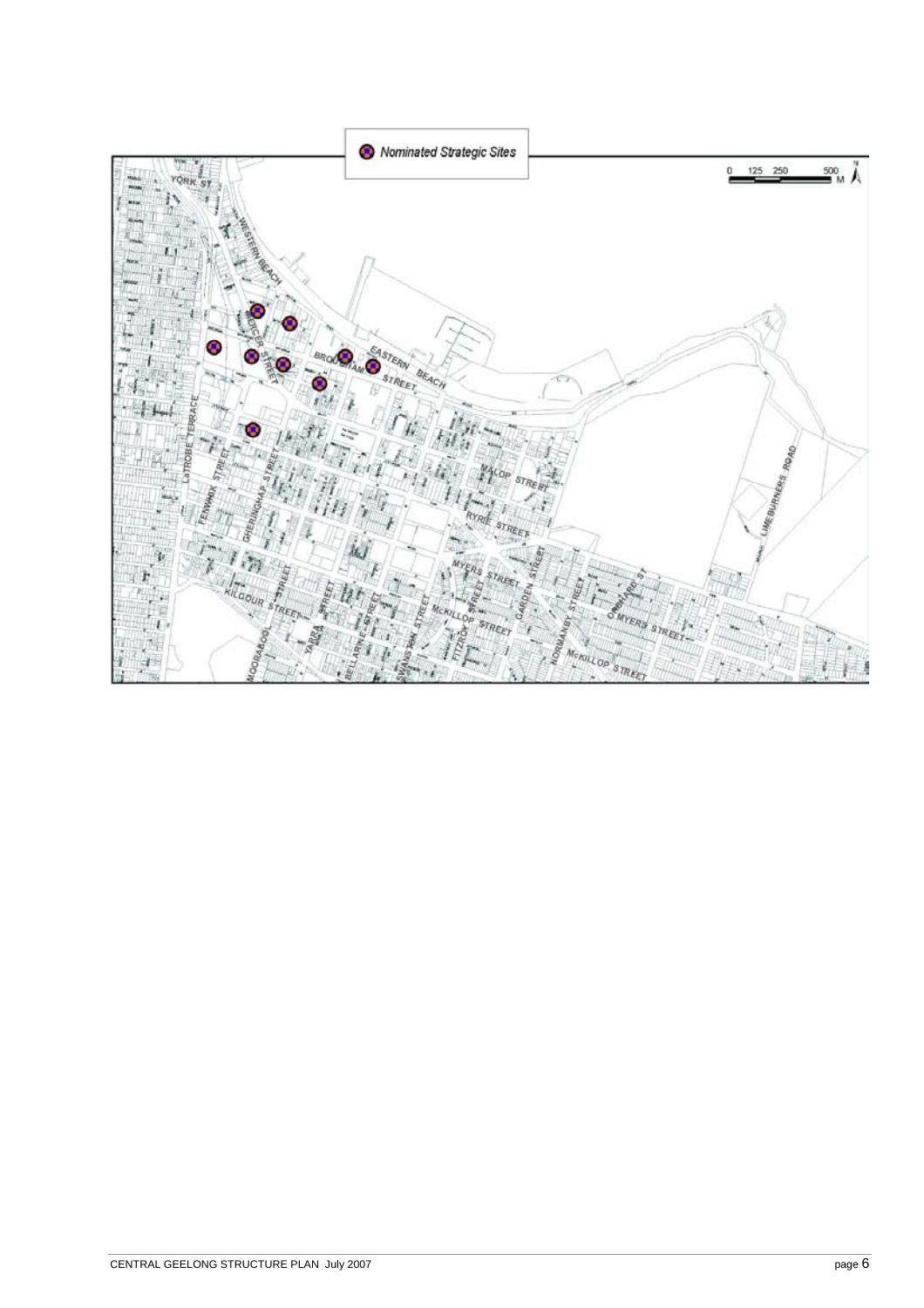Nominated Strategic Sites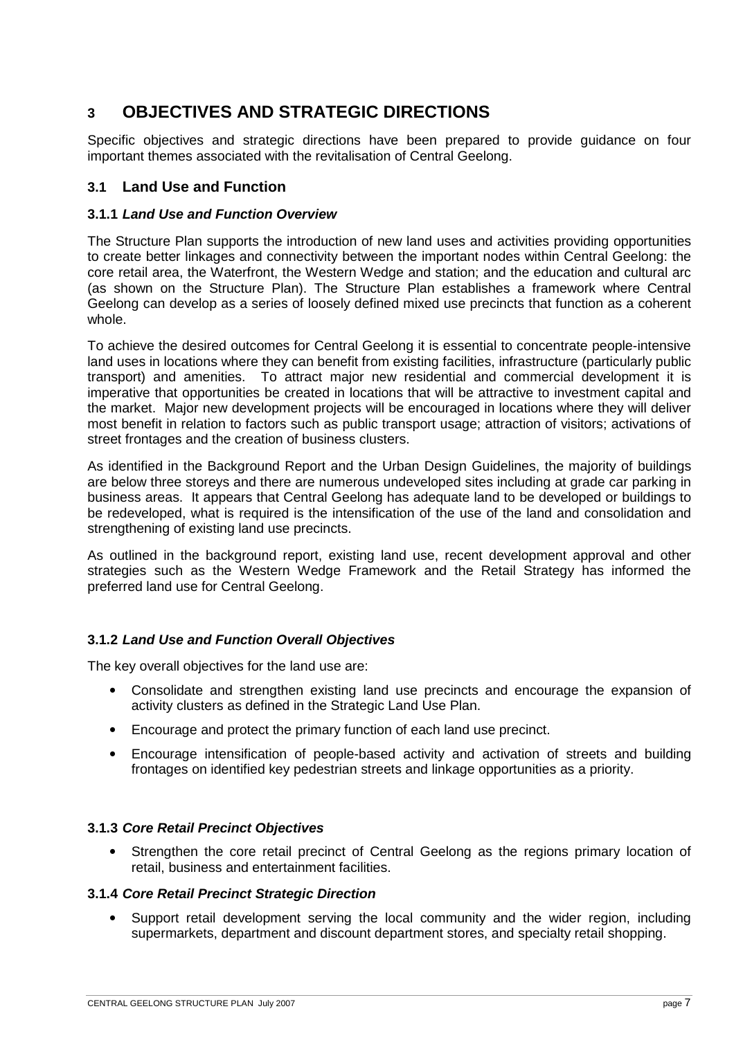# 3 OBJECTIVES AND STRATEGIC DIRECTIONS

Specific objectives and strategic directions have been prepared to provide guidance on four important themes associated with the revitalisation of Central Geelong.

## 3.1 Land Use and Function

### 3.1.1 *Land Use and Function Overview*

The Structure Plan supports the introduction of new land uses and activities providing opportunities to create better linkages and connectivity between the important nodes within Central Geelong: the core retail area, the Waterfront, the Western Wedge and station; and the education and cultural arc (as shown on the Structure Plan). The Structure Plan establishes a framework where Central Geelong can develop as a series of loosely defined mixed use precincts that function as a coherent whole.

To achieve the desired outcomes for Central Geelong it is essential to concentrate people-intensive land uses in locations where they can benefit from existing facilities, infrastructure (particularly public transport) and amenities. To attract major new residential and commercial development it is imperative that opportunities be created in locations that will be attractive to investment capital and the market. Major new development projects will be encouraged in locations where they will deliver most benefit in relation to factors such as public transport usage; attraction of visitors; activations of street frontages and the creation of business clusters.

As identified in the Background Report and the Urban Design Guidelines, the majority of buildings are below three storeys and there are numerous undeveloped sites including at grade car parking in business areas. It appears that Central Geelong has adequate land to be developed or buildings to be redeveloped, what is required is the intensification of the use of the land and consolidation and strengthening of existing land use precincts.

As outlined in the background report, existing land use, recent development approval and other strategies such as the Western Wedge Framework and the Retail Strategy has informed the preferred land use for Central Geelong.

### 3.1.2 *Land Use and Function Overall Objectives*

The key overall objectives for the land use are:

- Consolidate and strengthen existing land use precincts and encourage the expansion of activity clusters as defined in the Strategic Land Use Plan.
- Encourage and protect the primary function of each land use precinct.
- Encourage intensification of people-based activity and activation of streets and building frontages on identified key pedestrian streets and linkage opportunities as a priority.

### 3.1.3 *Core Retail Precinct Objectives*

- Strengthen the core retail precinct of Central Geelong as the regions primary location of retail, business and entertainment facilities.

### 3.1.4 *Core Retail Precinct Strategic Direction*

- Support retail development serving the local community and the wider region, including supermarkets, department and discount department stores, and specialty retail shopping.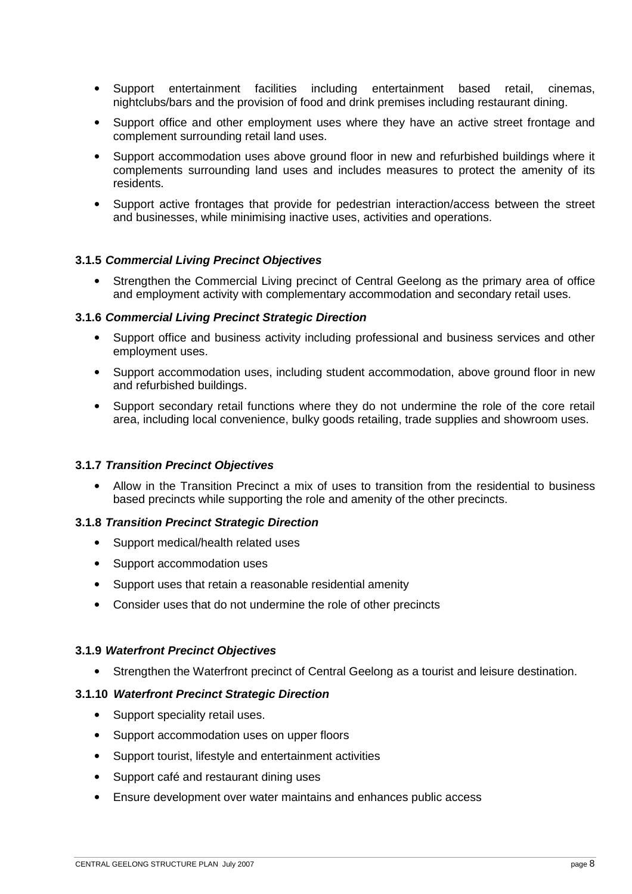- Support entertainment facilities including entertainment based retail, cinemas, nightclubs/bars and the provision of food and drink premises including restaurant dining.
- Support office and other employment uses where they have an active street frontage and complement surrounding retail land uses.
- Support accommodation uses above ground floor in new and refurbished buildings where it complements surrounding land uses and includes measures to protect the amenity of its residents.
- Support active frontages that provide for pedestrian interaction/access between the street and businesses, while minimising inactive uses, activities and operations.

### 3.1.5 *Commercial Living Precinct Objectives*

- Strengthen the Commercial Living precinct of Central Geelong as the primary area of office and employment activity with complementary accommodation and secondary retail uses.

### 3.1.6 *Commercial Living Precinct Strategic Direction*

- Support office and business activity including professional and business services and other employment uses.
- Support accommodation uses, including student accommodation, above ground floor in new and refurbished buildings.
- Support secondary retail functions where they do not undermine the role of the core retail area, including local convenience, bulky goods retailing, trade supplies and showroom uses.

### 3.1.7 *Transition Precinct Objectives*

- Allow in the Transition Precinct a mix of uses to transition from the residential to business based precincts while supporting the role and amenity of the other precincts.

### 3.1.8 *Transition Precinct Strategic Direction*

- Support medical/health related uses
- Support accommodation uses
- Support uses that retain a reasonable residential amenity
- Consider uses that do not undermine the role of other precincts

### 3.1.9 *Waterfront Precinct Objectives*

- Strengthen the Waterfront precinct of Central Geelong as a tourist and leisure destination.

### 3.1.10 *Waterfront Precinct Strategic Direction*

- Support speciality retail uses.
- Support accommodation uses on upper floors
- Support tourist, lifestyle and entertainment activities
- Support café and restaurant dining uses
- Ensure development over water maintains and enhances public access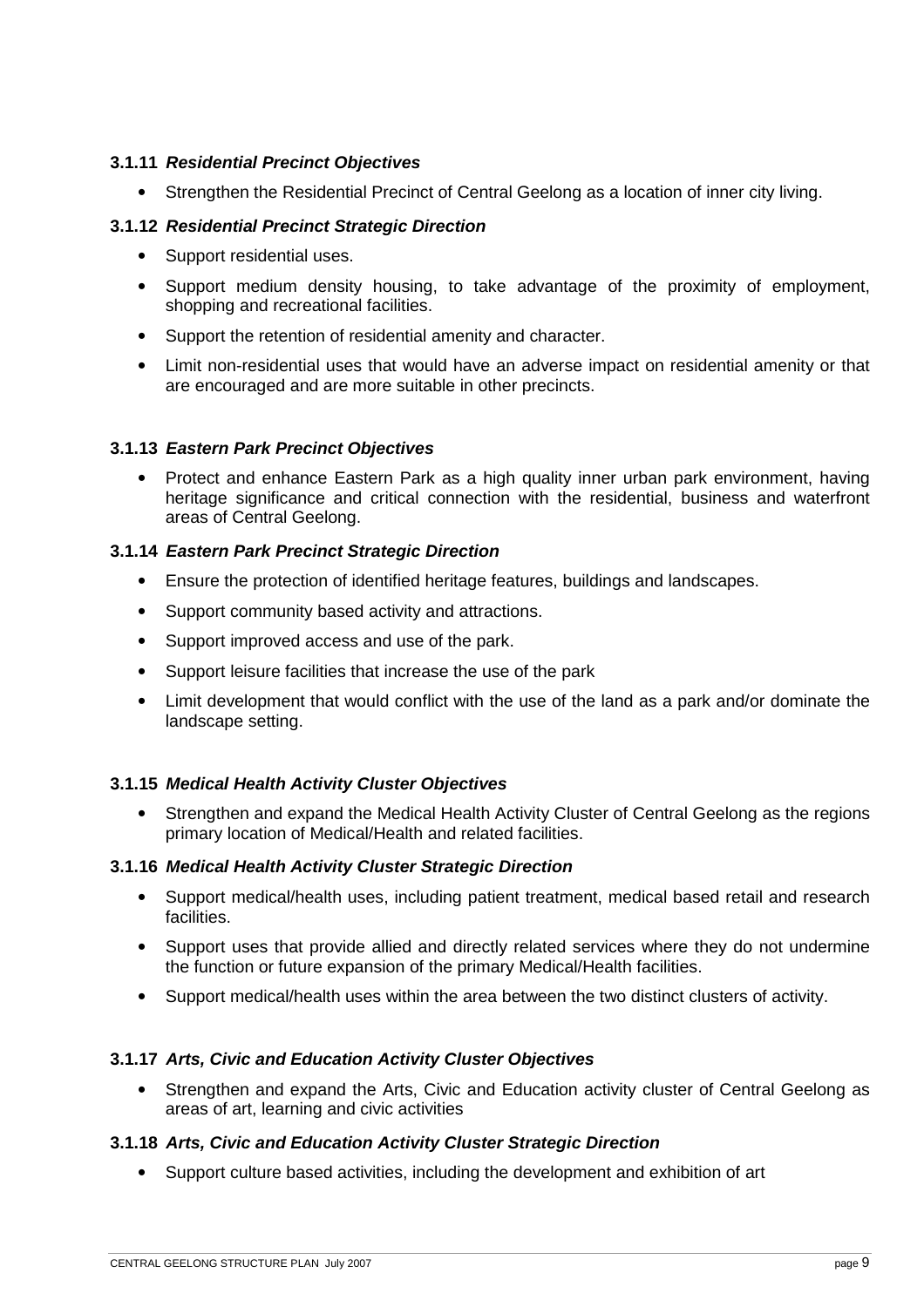### 3.1.11 *Residential Precinct Objectives*

- Strengthen the Residential Precinct of Central Geelong as a location of inner city living.

### 3.1.12 *Residential Precinct Strategic Direction*

- Support residential uses.
- Support medium density housing, to take advantage of the proximity of employment, shopping and recreational facilities.
- Support the retention of residential amenity and character.
- Limit non-residential uses that would have an adverse impact on residential amenity or that are encouraged and are more suitable in other precincts.

### 3.1.13 *Eastern Park Precinct Objectives*

- Protect and enhance Eastern Park as a high quality inner urban park environment, having heritage significance and critical connection with the residential, business and waterfront areas of Central Geelong.

### 3.1.14 *Eastern Park Precinct Strategic Direction*

- Ensure the protection of identified heritage features, buildings and landscapes.
- Support community based activity and attractions.
- Support improved access and use of the park.
- Support leisure facilities that increase the use of the park
- Limit development that would conflict with the use of the land as a park and/or dominate the landscape setting.

### 3.1.15 *Medical Health Activity Cluster Objectives*

- Strengthen and expand the Medical Health Activity Cluster of Central Geelong as the regions primary location of Medical/Health and related facilities.

### 3.1.16 *Medical Health Activity Cluster Strategic Direction*

- Support medical/health uses, including patient treatment, medical based retail and research facilities.
- Support uses that provide allied and directly related services where they do not undermine the function or future expansion of the primary Medical/Health facilities.
- Support medical/health uses within the area between the two distinct clusters of activity.

### 3.1.17 *Arts, Civic and Education Activity Cluster Objectives*

- Strengthen and expand the Arts, Civic and Education activity cluster of Central Geelong as areas of art, learning and civic activities

### 3.1.18 *Arts, Civic and Education Activity Cluster Strategic Direction*

- Support culture based activities, including the development and exhibition of art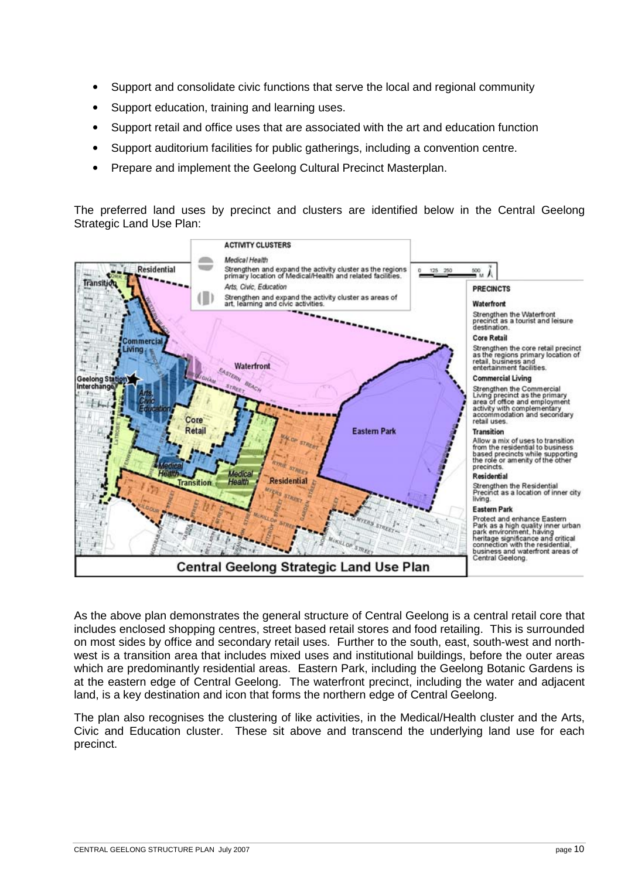- Support and consolidate civic functions that serve the local and regional community
- Support education, training and learning uses.
- Support retail and office uses that are associated with the art and education function
- Support auditorium facilities for public gatherings, including a convention centre.
- Prepare and implement the Geelong Cultural Precinct Masterplan.

The preferred land uses by precinct and clusters are identified below in the Central Geelong Strategic Land Use Plan:

**ACTIVITY CLUSTERS**

*Medical Health*
Strengthen and expand the activity cluster as the regions primary location of Medical/Health and related facilities.

*Arts, Civic, Education*
Strengthen and expand the activity cluster as areas of art, learning and civic activities.

**PRECINCTS**

**Waterfront**
Strengthen the Waterfront precinct as a tourist and leisure destination.

**Core Retail**
Strengthen the core retail precinct as the regions primary location of retail, business and entertainment facilities.

**Commercial Living**
Strengthen the Commercial Living precinct as the primary area of office and employment activity with complementary accommodation and secondary retail uses.

**Transition**
Allow a mix of uses to transition from the residential to business based precincts while supporting the role or amenity of the other precincts.

**Residential**
Strengthen the Residential Precinct as a location of inner city living.

**Eastern Park**
Protect and enhance Eastern Park as a high quality inner urban park environment, having heritage significance and critical connection with the residential, business and waterfront areas of Central Geelong.

**Central Geelong Strategic Land Use Plan**

As the above plan demonstrates the general structure of Central Geelong is a central retail core that includes enclosed shopping centres, street based retail stores and food retailing. This is surrounded on most sides by office and secondary retail uses. Further to the south, east, south-west and north-west is a transition area that includes mixed uses and institutional buildings, before the outer areas which are predominantly residential areas. Eastern Park, including the Geelong Botanic Gardens is at the eastern edge of Central Geelong. The waterfront precinct, including the water and adjacent land, is a key destination and icon that forms the northern edge of Central Geelong.

The plan also recognises the clustering of like activities, in the Medical/Health cluster and the Arts, Civic and Education cluster. These sit above and transcend the underlying land use for each precinct.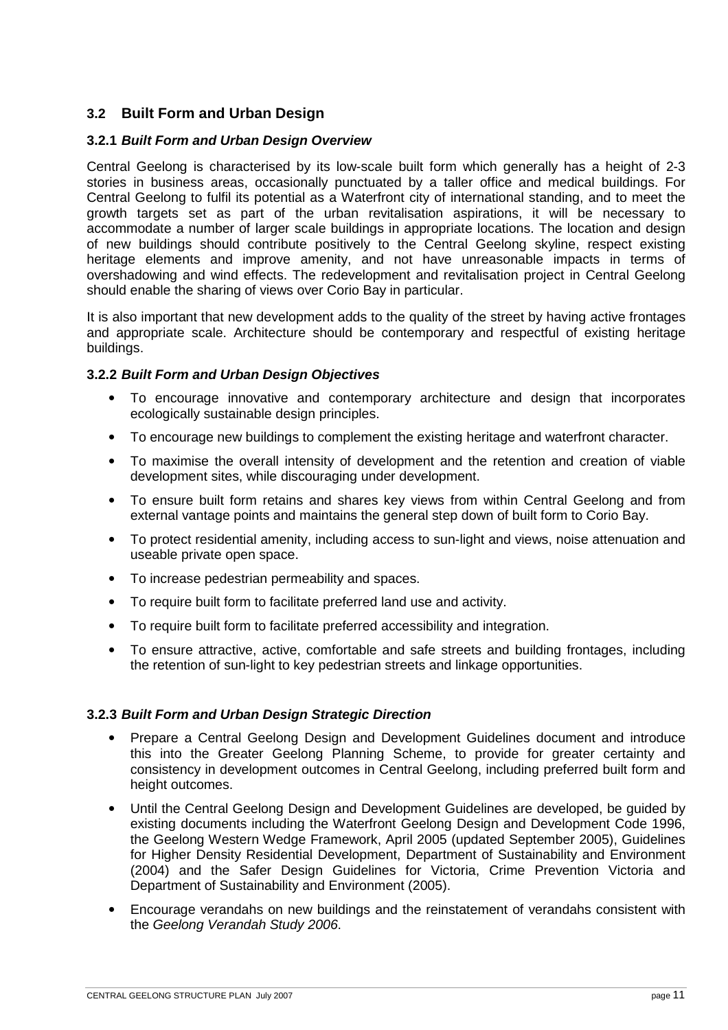## 3.2 Built Form and Urban Design

### 3.2.1 *Built Form and Urban Design Overview*

Central Geelong is characterised by its low-scale built form which generally has a height of 2-3 stories in business areas, occasionally punctuated by a taller office and medical buildings. For Central Geelong to fulfil its potential as a Waterfront city of international standing, and to meet the growth targets set as part of the urban revitalisation aspirations, it will be necessary to accommodate a number of larger scale buildings in appropriate locations. The location and design of new buildings should contribute positively to the Central Geelong skyline, respect existing heritage elements and improve amenity, and not have unreasonable impacts in terms of overshadowing and wind effects. The redevelopment and revitalisation project in Central Geelong should enable the sharing of views over Corio Bay in particular.

It is also important that new development adds to the quality of the street by having active frontages and appropriate scale. Architecture should be contemporary and respectful of existing heritage buildings.

### 3.2.2 *Built Form and Urban Design Objectives*

- To encourage innovative and contemporary architecture and design that incorporates ecologically sustainable design principles.
- To encourage new buildings to complement the existing heritage and waterfront character.
- To maximise the overall intensity of development and the retention and creation of viable development sites, while discouraging under development.
- To ensure built form retains and shares key views from within Central Geelong and from external vantage points and maintains the general step down of built form to Corio Bay.
- To protect residential amenity, including access to sun-light and views, noise attenuation and useable private open space.
- To increase pedestrian permeability and spaces.
- To require built form to facilitate preferred land use and activity.
- To require built form to facilitate preferred accessibility and integration.
- To ensure attractive, active, comfortable and safe streets and building frontages, including the retention of sun-light to key pedestrian streets and linkage opportunities.

### 3.2.3 *Built Form and Urban Design Strategic Direction*

- Prepare a Central Geelong Design and Development Guidelines document and introduce this into the Greater Geelong Planning Scheme, to provide for greater certainty and consistency in development outcomes in Central Geelong, including preferred built form and height outcomes.
- Until the Central Geelong Design and Development Guidelines are developed, be guided by existing documents including the Waterfront Geelong Design and Development Code 1996, the Geelong Western Wedge Framework, April 2005 (updated September 2005), Guidelines for Higher Density Residential Development, Department of Sustainability and Environment (2004) and the Safer Design Guidelines for Victoria, Crime Prevention Victoria and Department of Sustainability and Environment (2005).
- Encourage verandahs on new buildings and the reinstatement of verandahs consistent with the *Geelong Verandah Study 2006*.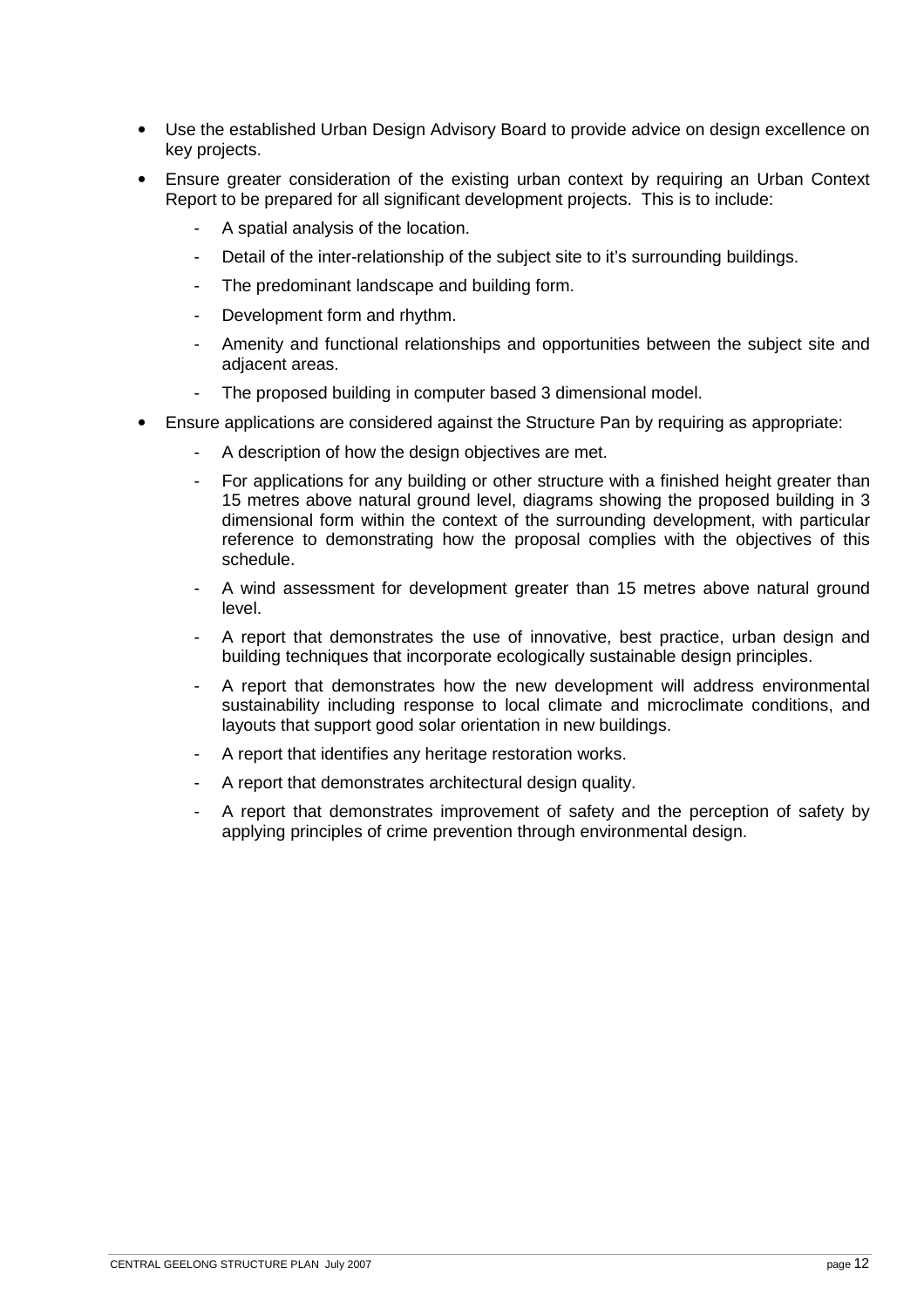- Use the established Urban Design Advisory Board to provide advice on design excellence on key projects.
- Ensure greater consideration of the existing urban context by requiring an Urban Context Report to be prepared for all significant development projects. This is to include:
  - A spatial analysis of the location.
  - Detail of the inter-relationship of the subject site to it's surrounding buildings.
  - The predominant landscape and building form.
  - Development form and rhythm.
  - Amenity and functional relationships and opportunities between the subject site and adjacent areas.
  - The proposed building in computer based 3 dimensional model.
- Ensure applications are considered against the Structure Pan by requiring as appropriate:
  - A description of how the design objectives are met.
  - For applications for any building or other structure with a finished height greater than 15 metres above natural ground level, diagrams showing the proposed building in 3 dimensional form within the context of the surrounding development, with particular reference to demonstrating how the proposal complies with the objectives of this schedule.
  - A wind assessment for development greater than 15 metres above natural ground level.
  - A report that demonstrates the use of innovative, best practice, urban design and building techniques that incorporate ecologically sustainable design principles.
  - A report that demonstrates how the new development will address environmental sustainability including response to local climate and microclimate conditions, and layouts that support good solar orientation in new buildings.
  - A report that identifies any heritage restoration works.
  - A report that demonstrates architectural design quality.
  - A report that demonstrates improvement of safety and the perception of safety by applying principles of crime prevention through environmental design.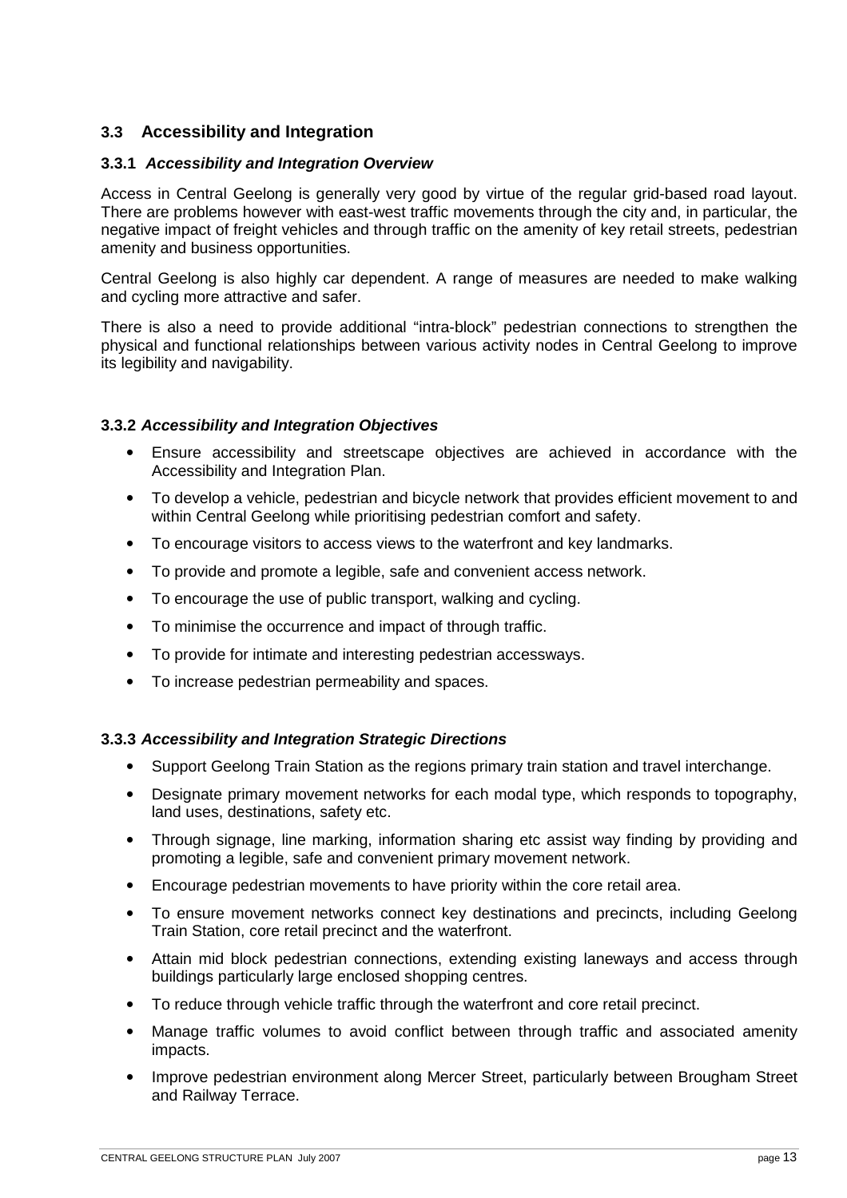## 3.3 Accessibility and Integration

### 3.3.1 *Accessibility and Integration Overview*

Access in Central Geelong is generally very good by virtue of the regular grid-based road layout. There are problems however with east-west traffic movements through the city and, in particular, the negative impact of freight vehicles and through traffic on the amenity of key retail streets, pedestrian amenity and business opportunities.

Central Geelong is also highly car dependent. A range of measures are needed to make walking and cycling more attractive and safer.

There is also a need to provide additional "intra-block" pedestrian connections to strengthen the physical and functional relationships between various activity nodes in Central Geelong to improve its legibility and navigability.

### 3.3.2 *Accessibility and Integration Objectives*

- Ensure accessibility and streetscape objectives are achieved in accordance with the Accessibility and Integration Plan.
- To develop a vehicle, pedestrian and bicycle network that provides efficient movement to and within Central Geelong while prioritising pedestrian comfort and safety.
- To encourage visitors to access views to the waterfront and key landmarks.
- To provide and promote a legible, safe and convenient access network.
- To encourage the use of public transport, walking and cycling.
- To minimise the occurrence and impact of through traffic.
- To provide for intimate and interesting pedestrian accessways.
- To increase pedestrian permeability and spaces.

### 3.3.3 *Accessibility and Integration Strategic Directions*

- Support Geelong Train Station as the regions primary train station and travel interchange.
- Designate primary movement networks for each modal type, which responds to topography, land uses, destinations, safety etc.
- Through signage, line marking, information sharing etc assist way finding by providing and promoting a legible, safe and convenient primary movement network.
- Encourage pedestrian movements to have priority within the core retail area.
- To ensure movement networks connect key destinations and precincts, including Geelong Train Station, core retail precinct and the waterfront.
- Attain mid block pedestrian connections, extending existing laneways and access through buildings particularly large enclosed shopping centres.
- To reduce through vehicle traffic through the waterfront and core retail precinct.
- Manage traffic volumes to avoid conflict between through traffic and associated amenity impacts.
- Improve pedestrian environment along Mercer Street, particularly between Brougham Street and Railway Terrace.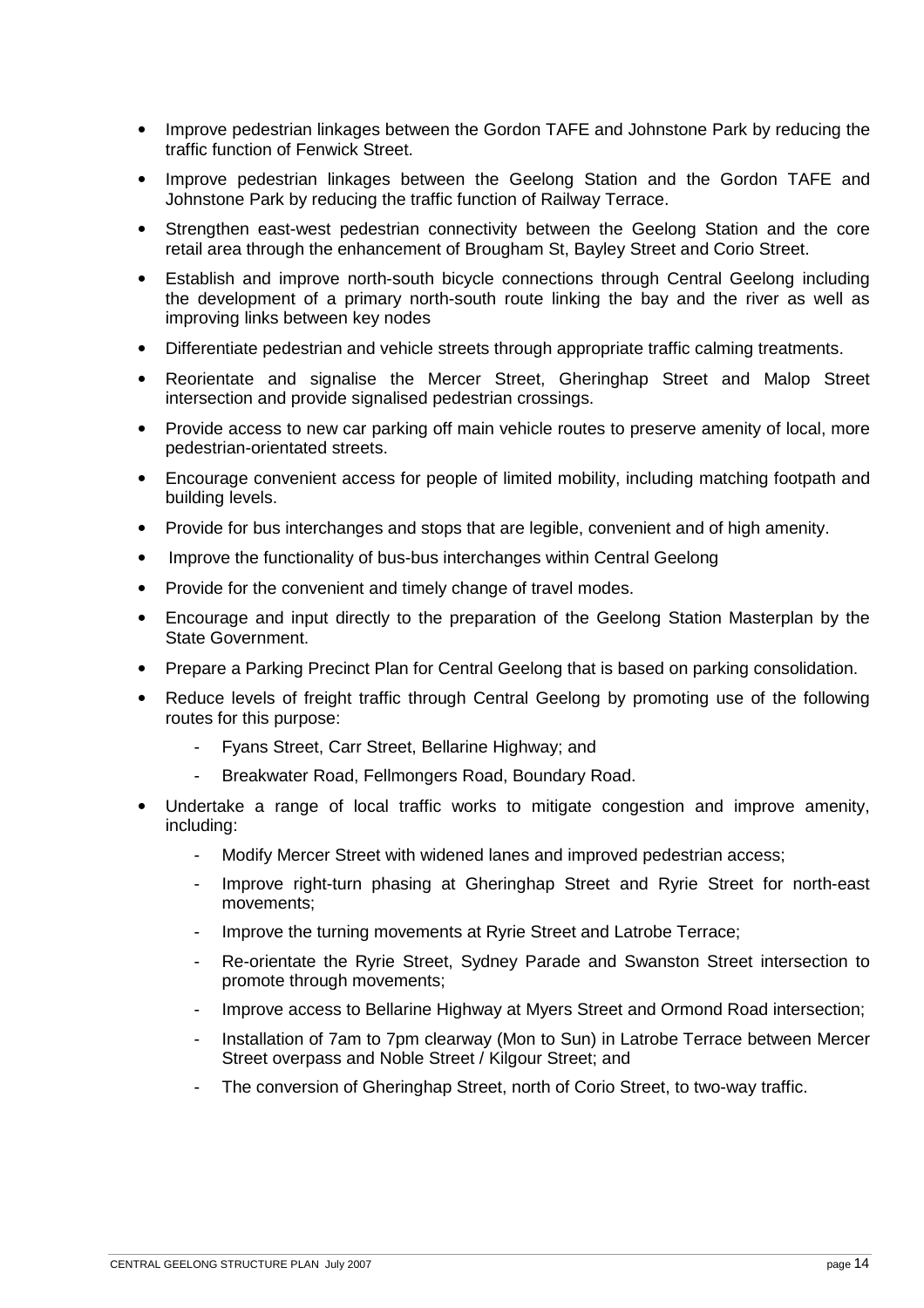- Improve pedestrian linkages between the Gordon TAFE and Johnstone Park by reducing the traffic function of Fenwick Street.
- Improve pedestrian linkages between the Geelong Station and the Gordon TAFE and Johnstone Park by reducing the traffic function of Railway Terrace.
- Strengthen east-west pedestrian connectivity between the Geelong Station and the core retail area through the enhancement of Brougham St, Bayley Street and Corio Street.
- Establish and improve north-south bicycle connections through Central Geelong including the development of a primary north-south route linking the bay and the river as well as improving links between key nodes
- Differentiate pedestrian and vehicle streets through appropriate traffic calming treatments.
- Reorientate and signalise the Mercer Street, Gheringhap Street and Malop Street intersection and provide signalised pedestrian crossings.
- Provide access to new car parking off main vehicle routes to preserve amenity of local, more pedestrian-orientated streets.
- Encourage convenient access for people of limited mobility, including matching footpath and building levels.
- Provide for bus interchanges and stops that are legible, convenient and of high amenity.
- Improve the functionality of bus-bus interchanges within Central Geelong
- Provide for the convenient and timely change of travel modes.
- Encourage and input directly to the preparation of the Geelong Station Masterplan by the State Government.
- Prepare a Parking Precinct Plan for Central Geelong that is based on parking consolidation.
- Reduce levels of freight traffic through Central Geelong by promoting use of the following routes for this purpose:
    - Fyans Street, Carr Street, Bellarine Highway; and
    - Breakwater Road, Fellmongers Road, Boundary Road.
- Undertake a range of local traffic works to mitigate congestion and improve amenity, including:
    - Modify Mercer Street with widened lanes and improved pedestrian access;
    - Improve right-turn phasing at Gheringhap Street and Ryrie Street for north-east movements;
    - Improve the turning movements at Ryrie Street and Latrobe Terrace;
    - Re-orientate the Ryrie Street, Sydney Parade and Swanston Street intersection to promote through movements;
    - Improve access to Bellarine Highway at Myers Street and Ormond Road intersection;
    - Installation of 7am to 7pm clearway (Mon to Sun) in Latrobe Terrace between Mercer Street overpass and Noble Street / Kilgour Street; and
    - The conversion of Gheringhap Street, north of Corio Street, to two-way traffic.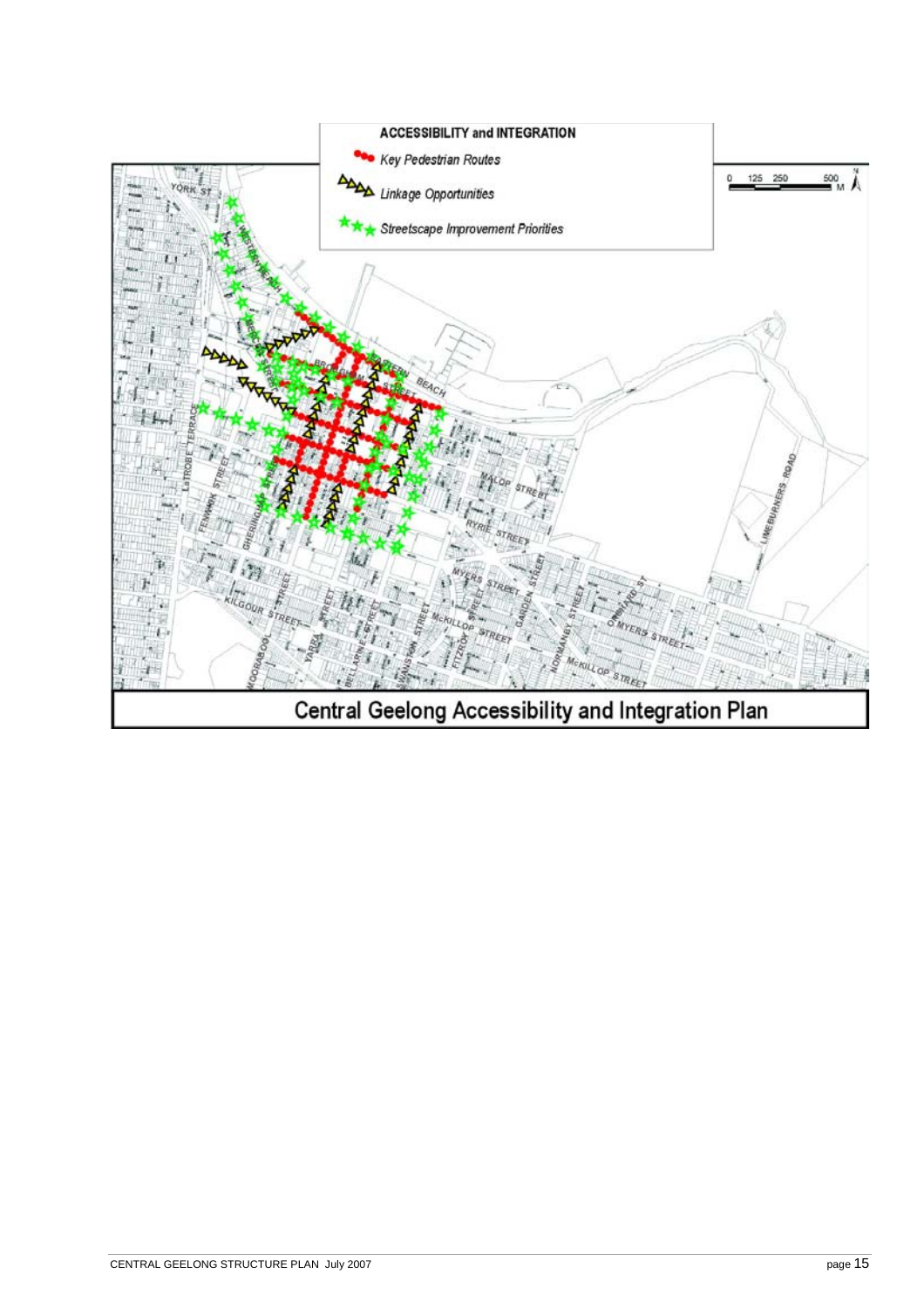**ACCESSIBILITY and INTEGRATION**

- Key Pedestrian Routes
- Linkage Opportunities
- Streetscape Improvement Priorities

0 125 250 500 M

Central Geelong Accessibility and Integration Plan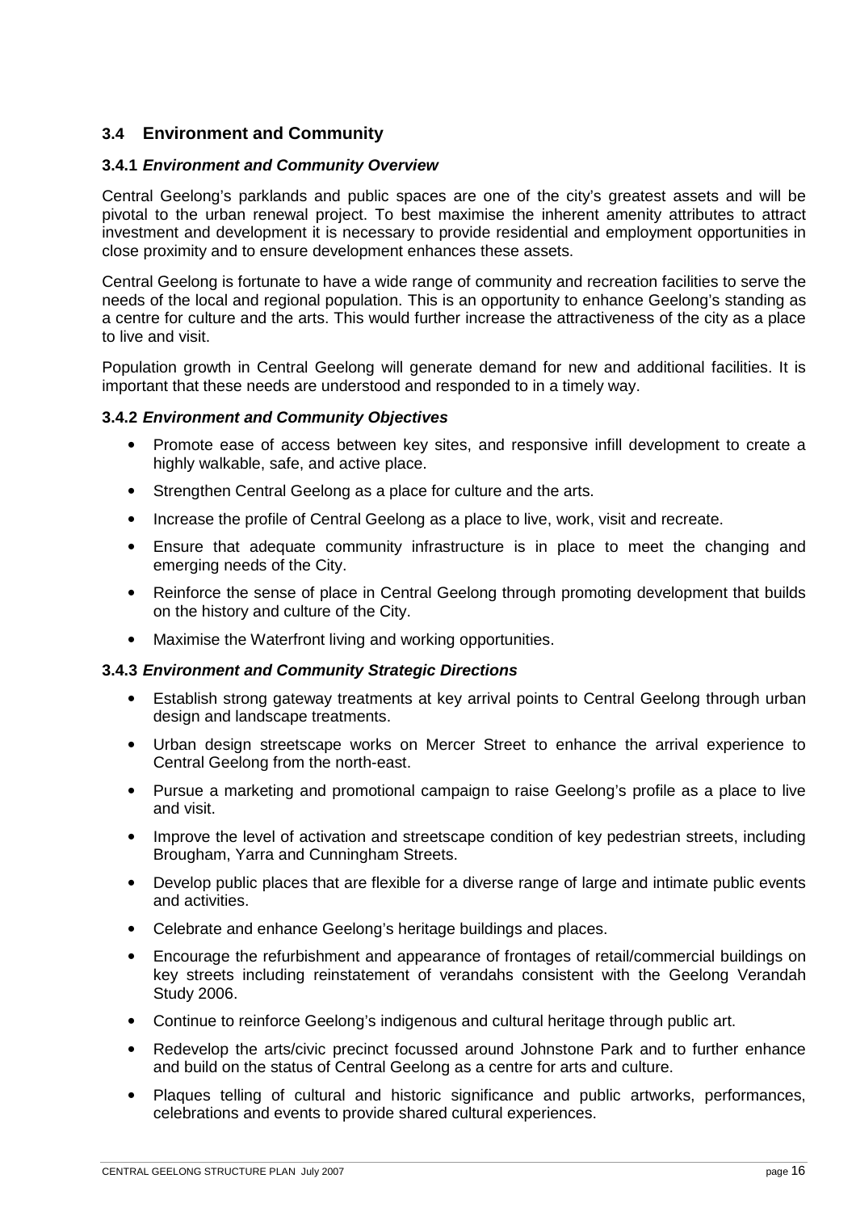## 3.4 Environment and Community

### 3.4.1 *Environment and Community Overview*

Central Geelong's parklands and public spaces are one of the city's greatest assets and will be pivotal to the urban renewal project. To best maximise the inherent amenity attributes to attract investment and development it is necessary to provide residential and employment opportunities in close proximity and to ensure development enhances these assets.

Central Geelong is fortunate to have a wide range of community and recreation facilities to serve the needs of the local and regional population. This is an opportunity to enhance Geelong's standing as a centre for culture and the arts. This would further increase the attractiveness of the city as a place to live and visit.

Population growth in Central Geelong will generate demand for new and additional facilities. It is important that these needs are understood and responded to in a timely way.

### 3.4.2 *Environment and Community Objectives*

- Promote ease of access between key sites, and responsive infill development to create a highly walkable, safe, and active place.
- Strengthen Central Geelong as a place for culture and the arts.
- Increase the profile of Central Geelong as a place to live, work, visit and recreate.
- Ensure that adequate community infrastructure is in place to meet the changing and emerging needs of the City.
- Reinforce the sense of place in Central Geelong through promoting development that builds on the history and culture of the City.
- Maximise the Waterfront living and working opportunities.

### 3.4.3 *Environment and Community Strategic Directions*

- Establish strong gateway treatments at key arrival points to Central Geelong through urban design and landscape treatments.
- Urban design streetscape works on Mercer Street to enhance the arrival experience to Central Geelong from the north-east.
- Pursue a marketing and promotional campaign to raise Geelong's profile as a place to live and visit.
- Improve the level of activation and streetscape condition of key pedestrian streets, including Brougham, Yarra and Cunningham Streets.
- Develop public places that are flexible for a diverse range of large and intimate public events and activities.
- Celebrate and enhance Geelong's heritage buildings and places.
- Encourage the refurbishment and appearance of frontages of retail/commercial buildings on key streets including reinstatement of verandahs consistent with the Geelong Verandah Study 2006.
- Continue to reinforce Geelong's indigenous and cultural heritage through public art.
- Redevelop the arts/civic precinct focussed around Johnstone Park and to further enhance and build on the status of Central Geelong as a centre for arts and culture.
- Plaques telling of cultural and historic significance and public artworks, performances, celebrations and events to provide shared cultural experiences.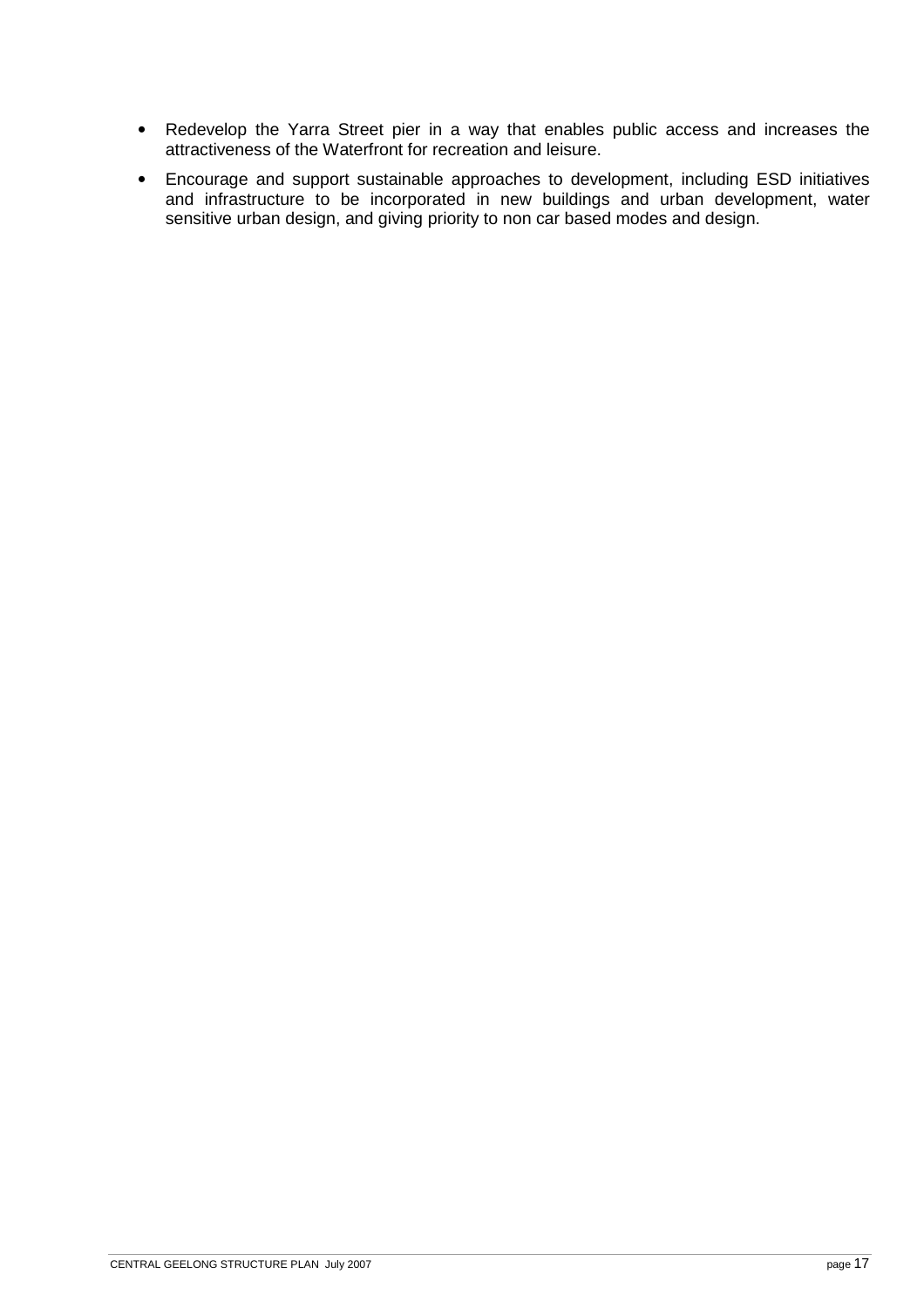- Redevelop the Yarra Street pier in a way that enables public access and increases the attractiveness of the Waterfront for recreation and leisure.
- Encourage and support sustainable approaches to development, including ESD initiatives and infrastructure to be incorporated in new buildings and urban development, water sensitive urban design, and giving priority to non car based modes and design.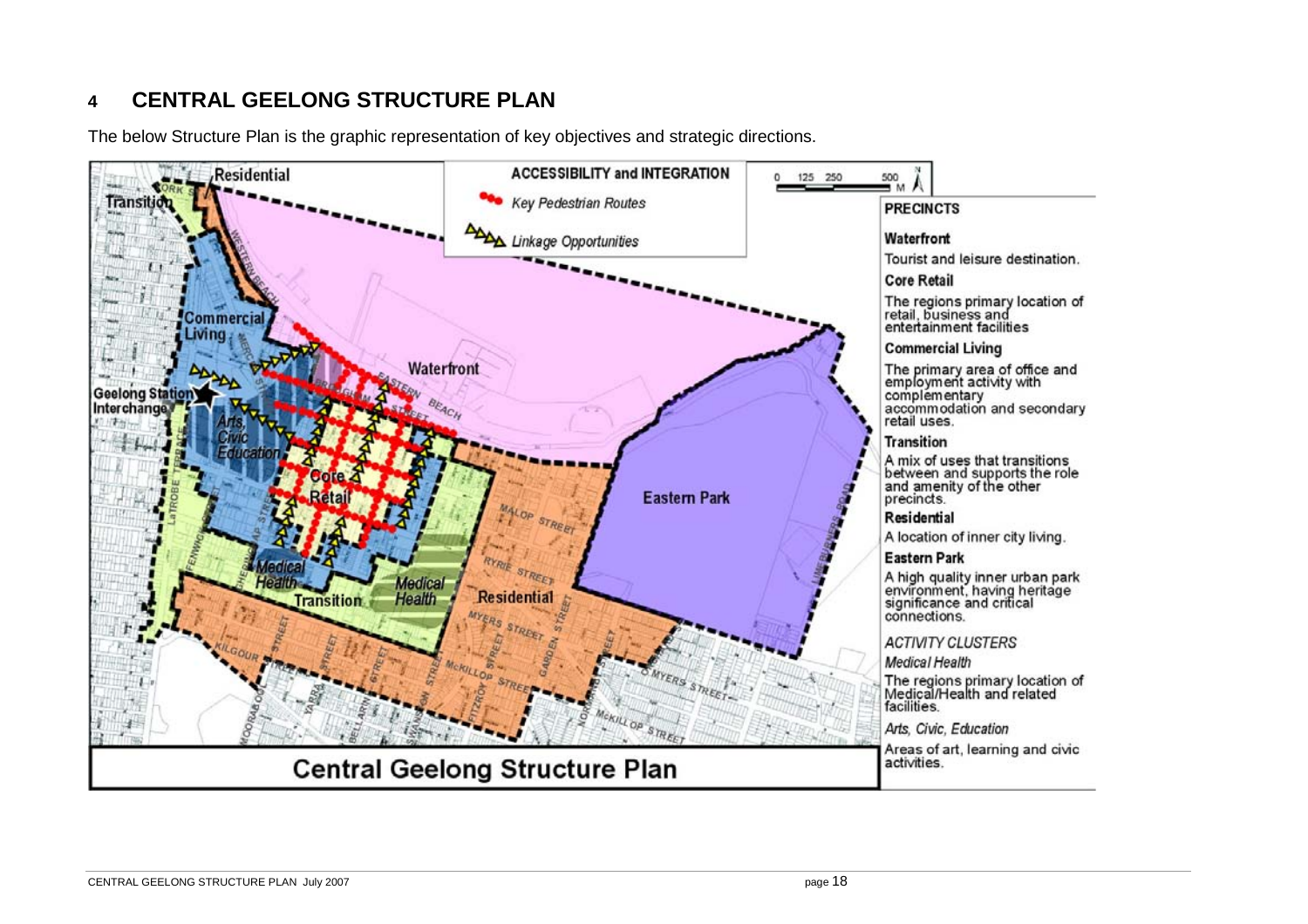## 4 CENTRAL GEELONG STRUCTURE PLAN

The below Structure Plan is the graphic representation of key objectives and strategic directions.

**Central Geelong Structure Plan**

**ACCESSIBILITY and INTEGRATION**

- Key Pedestrian Routes
- Linkage Opportunities

**PRECINCTS**

**Waterfront**

Tourist and leisure destination.

**Core Retail**

The regions primary location of retail, business and entertainment facilities

**Commercial Living**

The primary area of office and employment activity with complementary accommodation and secondary retail uses.

**Transition**

A mix of uses that transitions between and supports the role and amenity of the other precincts.

**Residential**

A location of inner city living.

**Eastern Park**

A high quality inner urban park environment, having heritage significance and critical connections.

*ACTIVITY CLUSTERS*

*Medical Health*

The regions primary location of Medical/Health and related facilities.

*Arts, Civic, Education*

Areas of art, learning and civic activities.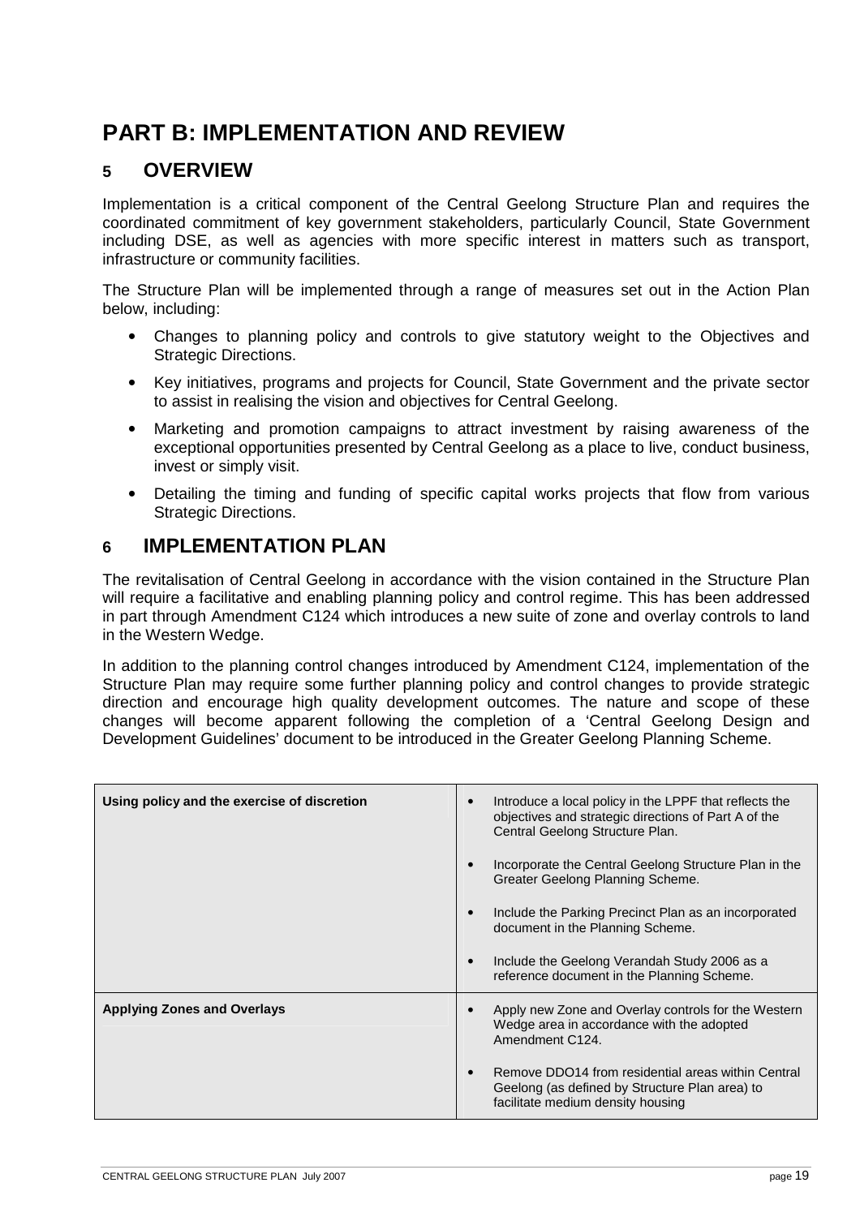# PART B: IMPLEMENTATION AND REVIEW

## 5 OVERVIEW

Implementation is a critical component of the Central Geelong Structure Plan and requires the coordinated commitment of key government stakeholders, particularly Council, State Government including DSE, as well as agencies with more specific interest in matters such as transport, infrastructure or community facilities.

The Structure Plan will be implemented through a range of measures set out in the Action Plan below, including:

- Changes to planning policy and controls to give statutory weight to the Objectives and Strategic Directions.
- Key initiatives, programs and projects for Council, State Government and the private sector to assist in realising the vision and objectives for Central Geelong.
- Marketing and promotion campaigns to attract investment by raising awareness of the exceptional opportunities presented by Central Geelong as a place to live, conduct business, invest or simply visit.
- Detailing the timing and funding of specific capital works projects that flow from various Strategic Directions.

## 6 IMPLEMENTATION PLAN

The revitalisation of Central Geelong in accordance with the vision contained in the Structure Plan will require a facilitative and enabling planning policy and control regime. This has been addressed in part through Amendment C124 which introduces a new suite of zone and overlay controls to land in the Western Wedge.

In addition to the planning control changes introduced by Amendment C124, implementation of the Structure Plan may require some further planning policy and control changes to provide strategic direction and encourage high quality development outcomes. The nature and scope of these changes will become apparent following the completion of a 'Central Geelong Design and Development Guidelines' document to be introduced in the Greater Geelong Planning Scheme.

| | |
|---|---|
| **Using policy and the exercise of discretion** | • Introduce a local policy in the LPPF that reflects the objectives and strategic directions of Part A of the Central Geelong Structure Plan.<br>• Incorporate the Central Geelong Structure Plan in the Greater Geelong Planning Scheme.<br>• Include the Parking Precinct Plan as an incorporated document in the Planning Scheme.<br>• Include the Geelong Verandah Study 2006 as a reference document in the Planning Scheme. |
| **Applying Zones and Overlays** | • Apply new Zone and Overlay controls for the Western Wedge area in accordance with the adopted Amendment C124.<br>• Remove DDO14 from residential areas within Central Geelong (as defined by Structure Plan area) to facilitate medium density housing |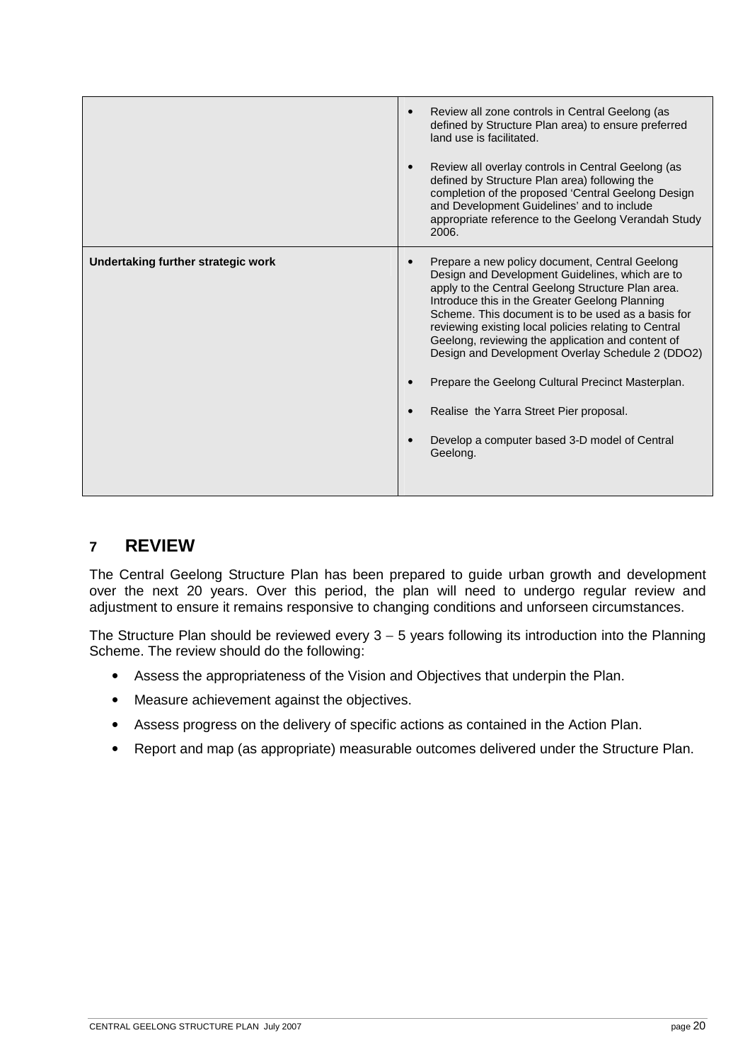| | |
|---|---|
| | • Review all zone controls in Central Geelong (as defined by Structure Plan area) to ensure preferred land use is facilitated.<br><br>• Review all overlay controls in Central Geelong (as defined by Structure Plan area) following the completion of the proposed 'Central Geelong Design and Development Guidelines' and to include appropriate reference to the Geelong Verandah Study 2006. |
| **Undertaking further strategic work** | • Prepare a new policy document, Central Geelong Design and Development Guidelines, which are to apply to the Central Geelong Structure Plan area. Introduce this in the Greater Geelong Planning Scheme. This document is to be used as a basis for reviewing existing local policies relating to Central Geelong, reviewing the application and content of Design and Development Overlay Schedule 2 (DDO2)<br><br>• Prepare the Geelong Cultural Precinct Masterplan.<br><br>• Realise the Yarra Street Pier proposal.<br><br>• Develop a computer based 3-D model of Central Geelong. |

# 7 REVIEW

The Central Geelong Structure Plan has been prepared to guide urban growth and development over the next 20 years. Over this period, the plan will need to undergo regular review and adjustment to ensure it remains responsive to changing conditions and unforseen circumstances.

The Structure Plan should be reviewed every 3 – 5 years following its introduction into the Planning Scheme. The review should do the following:

- Assess the appropriateness of the Vision and Objectives that underpin the Plan.
- Measure achievement against the objectives.
- Assess progress on the delivery of specific actions as contained in the Action Plan.
- Report and map (as appropriate) measurable outcomes delivered under the Structure Plan.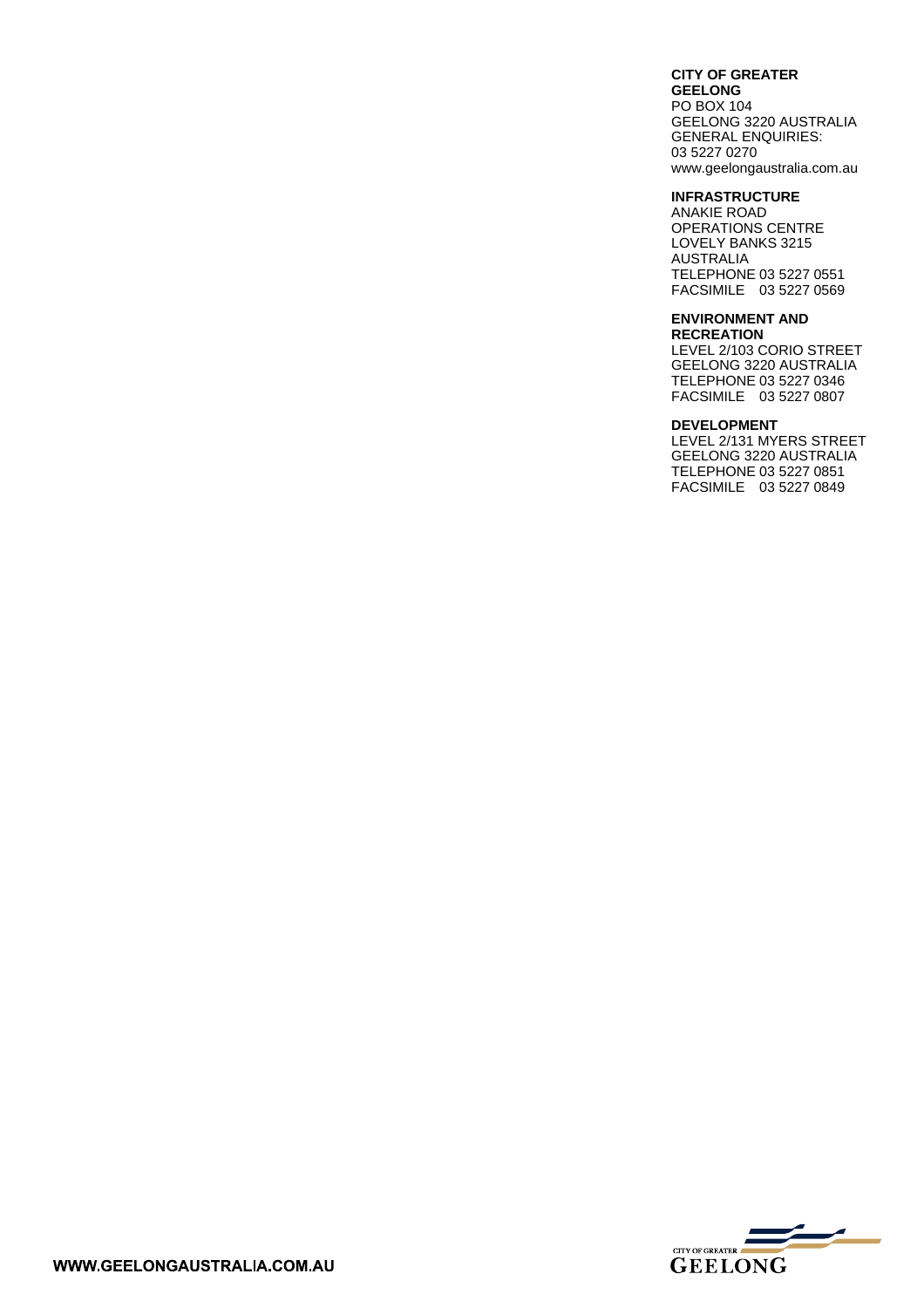**CITY OF GREATER GEELONG**
PO BOX 104
GEELONG 3220 AUSTRALIA
GENERAL ENQUIRIES:
03 5227 0270
www.geelongaustralia.com.au

**INFRASTRUCTURE**
ANAKIE ROAD
OPERATIONS CENTRE
LOVELY BANKS 3215
AUSTRALIA
TELEPHONE 03 5227 0551
FACSIMILE 03 5227 0569

**ENVIRONMENT AND RECREATION**
LEVEL 2/103 CORIO STREET
GEELONG 3220 AUSTRALIA
TELEPHONE 03 5227 0346
FACSIMILE 03 5227 0807

**DEVELOPMENT**
LEVEL 2/131 MYERS STREET
GEELONG 3220 AUSTRALIA
TELEPHONE 03 5227 0851
FACSIMILE 03 5227 0849

**WWW.GEELONGAUSTRALIA.COM.AU**

CITY OF GREATER GEELONG